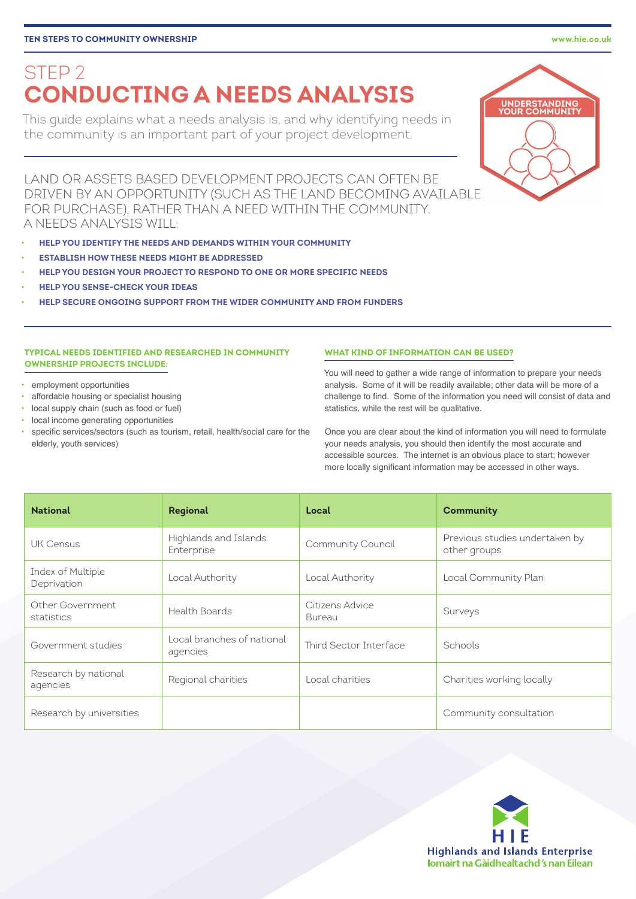# STEP 2
# CONDUCTING A NEEDS ANALYSIS

This guide explains what a needs analysis is, and why identifying needs in the community is an important part of your project development.

UNDERSTANDING YOUR COMMUNITY

LAND OR ASSETS BASED DEVELOPMENT PROJECTS CAN OFTEN BE DRIVEN BY AN OPPORTUNITY (SUCH AS THE LAND BECOMING AVAILABLE FOR PURCHASE), RATHER THAN A NEED WITHIN THE COMMUNITY. A NEEDS ANALYSIS WILL:

- **HELP YOU IDENTIFY THE NEEDS AND DEMANDS WITHIN YOUR COMMUNITY**
- **ESTABLISH HOW THESE NEEDS MIGHT BE ADDRESSED**
- **HELP YOU DESIGN YOUR PROJECT TO RESPOND TO ONE OR MORE SPECIFIC NEEDS**
- **HELP YOU SENSE-CHECK YOUR IDEAS**
- **HELP SECURE ONGOING SUPPORT FROM THE WIDER COMMUNITY AND FROM FUNDERS**

### TYPICAL NEEDS IDENTIFIED AND RESEARCHED IN COMMUNITY OWNERSHIP PROJECTS INCLUDE:

- employment opportunities
- affordable housing or specialist housing
- local supply chain (such as food or fuel)
- local income generating opportunities
- specific services/sectors (such as tourism, retail, health/social care for the elderly, youth services)

### WHAT KIND OF INFORMATION CAN BE USED?

You will need to gather a wide range of information to prepare your needs analysis. Some of it will be readily available; other data will be more of a challenge to find. Some of the information you need will consist of data and statistics, while the rest will be qualitative.

Once you are clear about the kind of information you will need to formulate your needs analysis, you should then identify the most accurate and accessible sources. The internet is an obvious place to start; however more locally significant information may be accessed in other ways.

| National | Regional | Local | Community |
|---|---|---|---|
| UK Census | Highlands and Islands Enterprise | Community Council | Previous studies undertaken by other groups |
| Index of Multiple Deprivation | Local Authority | Local Authority | Local Community Plan |
| Other Government statistics | Health Boards | Citizens Advice Bureau | Surveys |
| Government studies | Local branches of national agencies | Third Sector Interface | Schools |
| Research by national agencies | Regional charities | Local charities | Charities working locally |
| Research by universities | | | Community consultation |

HIE
Highlands and Islands Enterprise
Iomairt na Gàidhealtachd 's nan Eilean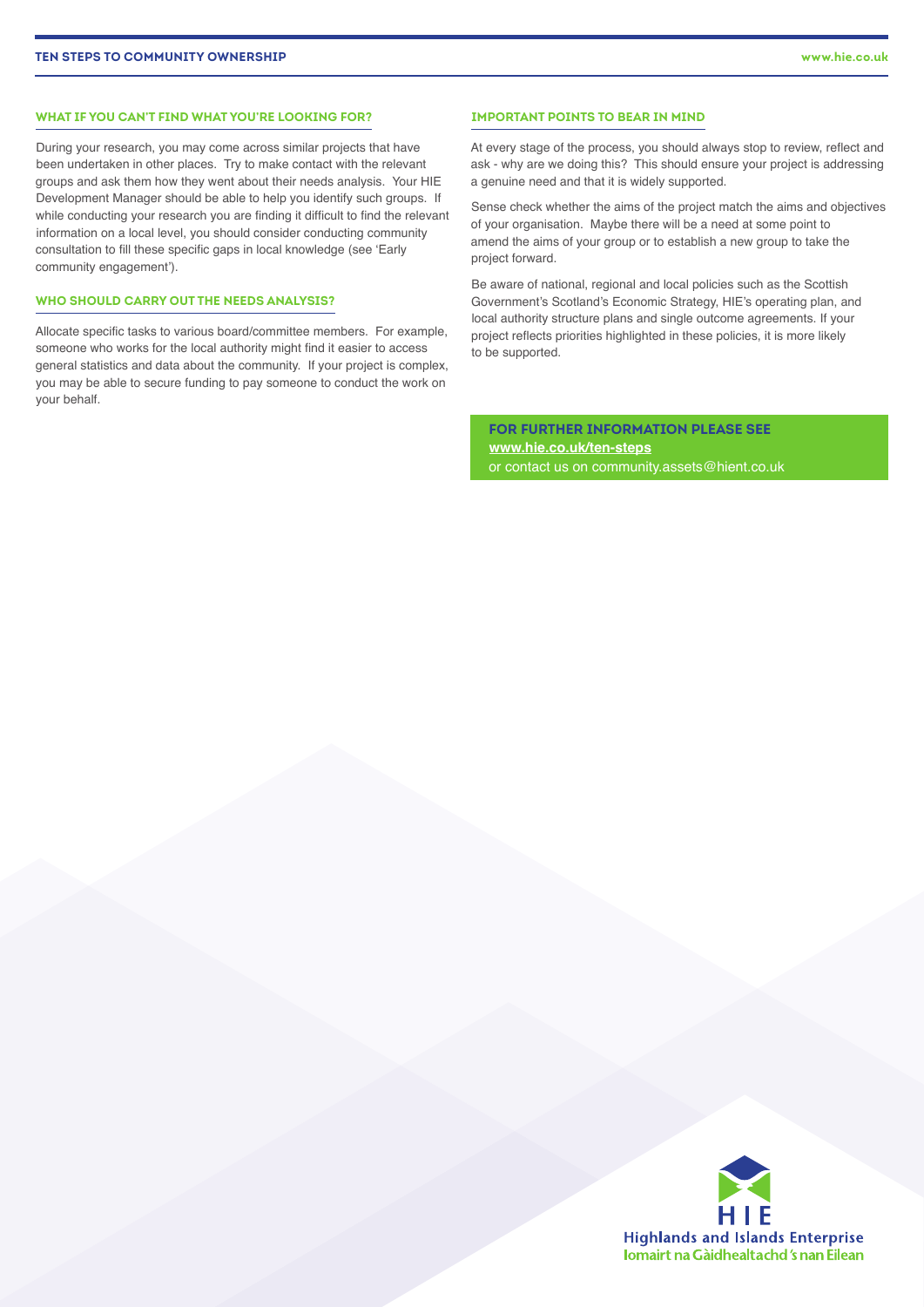## WHAT IF YOU CAN'T FIND WHAT YOU'RE LOOKING FOR?

During your research, you may come across similar projects that have been undertaken in other places. Try to make contact with the relevant groups and ask them how they went about their needs analysis. Your HIE Development Manager should be able to help you identify such groups. If while conducting your research you are finding it difficult to find the relevant information on a local level, you should consider conducting community consultation to fill these specific gaps in local knowledge (see 'Early community engagement').

## WHO SHOULD CARRY OUT THE NEEDS ANALYSIS?

Allocate specific tasks to various board/committee members. For example, someone who works for the local authority might find it easier to access general statistics and data about the community. If your project is complex, you may be able to secure funding to pay someone to conduct the work on your behalf.

## IMPORTANT POINTS TO BEAR IN MIND

At every stage of the process, you should always stop to review, reflect and ask - why are we doing this? This should ensure your project is addressing a genuine need and that it is widely supported.

Sense check whether the aims of the project match the aims and objectives of your organisation. Maybe there will be a need at some point to amend the aims of your group or to establish a new group to take the project forward.

Be aware of national, regional and local policies such as the Scottish Government's Scotland's Economic Strategy, HIE's operating plan, and local authority structure plans and single outcome agreements. If your project reflects priorities highlighted in these policies, it is more likely to be supported.

**FOR FURTHER INFORMATION PLEASE SEE**
**www.hie.co.uk/ten-steps**
or contact us on community.assets@hient.co.uk

HIE
Highlands and Islands Enterprise
Iomairt na Gàidhealtachd 's nan Eilean